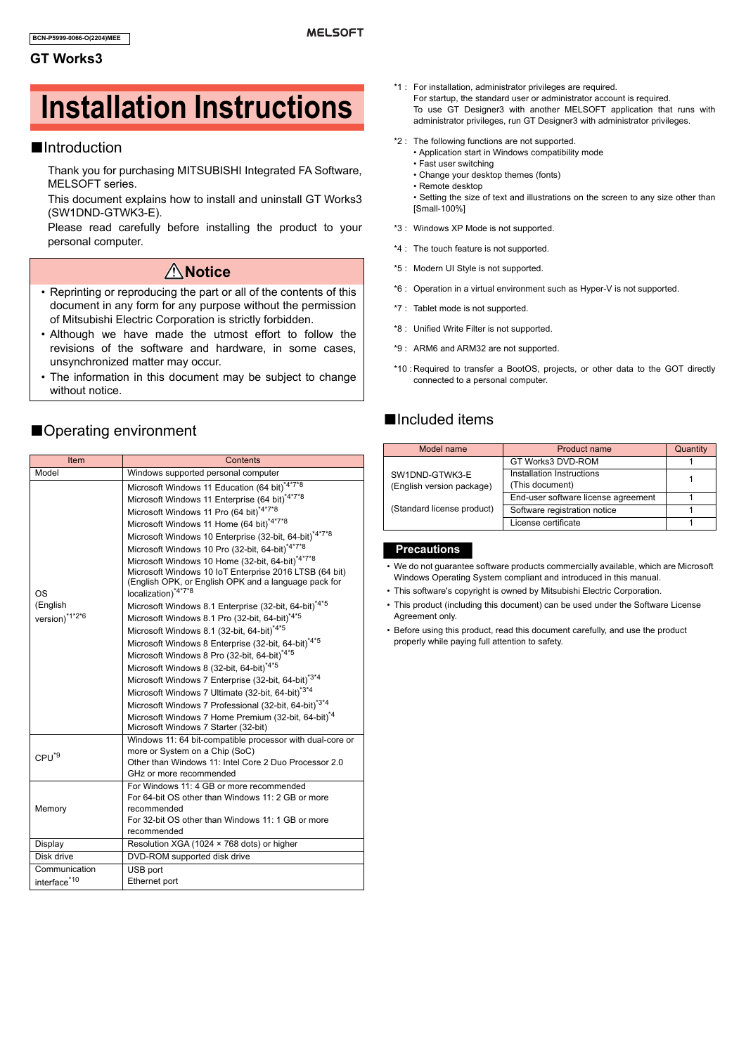BCN-P5999-0066-O(2204)MEE

MELSOFT

GT Works3

# Installation Instructions

## ■Introduction

Thank you for purchasing MITSUBISHI Integrated FA Software, MELSOFT series.

This document explains how to install and uninstall GT Works3 (SW1DND-GTWK3-E).

Please read carefully before installing the product to your personal computer.

### ⚠Notice

- Reprinting or reproducing the part or all of the contents of this document in any form for any purpose without the permission of Mitsubishi Electric Corporation is strictly forbidden.
- Although we have made the utmost effort to follow the revisions of the software and hardware, in some cases, unsynchronized matter may occur.
- The information in this document may be subject to change without notice.

## ■Operating environment

| Item | Contents |
|---|---|
| Model | Windows supported personal computer |
| OS (English version)*1*2*6 | Microsoft Windows 11 Education (64 bit)*4*7*8<br>Microsoft Windows 11 Enterprise (64 bit)*4*7*8<br>Microsoft Windows 11 Pro (64 bit)*4*7*8<br>Microsoft Windows 11 Home (64 bit)*4*7*8<br>Microsoft Windows 10 Enterprise (32-bit, 64-bit)*4*7*8<br>Microsoft Windows 10 Pro (32-bit, 64-bit)*4*7*8<br>Microsoft Windows 10 Home (32-bit, 64-bit)*4*7*8<br>Microsoft Windows 10 IoT Enterprise 2016 LTSB (64 bit) (English OPK, or English OPK and a language pack for localization)*4*7*8<br>Microsoft Windows 8.1 Enterprise (32-bit, 64-bit)*4*5<br>Microsoft Windows 8.1 Pro (32-bit, 64-bit)*4*5<br>Microsoft Windows 8.1 (32-bit, 64-bit)*4*5<br>Microsoft Windows 8 Enterprise (32-bit, 64-bit)*4*5<br>Microsoft Windows 8 Pro (32-bit, 64-bit)*4*5<br>Microsoft Windows 8 (32-bit, 64-bit)*4*5<br>Microsoft Windows 7 Enterprise (32-bit, 64-bit)*3*4<br>Microsoft Windows 7 Ultimate (32-bit, 64-bit)*3*4<br>Microsoft Windows 7 Professional (32-bit, 64-bit)*3*4<br>Microsoft Windows 7 Home Premium (32-bit, 64-bit)*4<br>Microsoft Windows 7 Starter (32-bit) |
| CPU*9 | Windows 11: 64 bit-compatible processor with dual-core or more or System on a Chip (SoC)<br>Other than Windows 11: Intel Core 2 Duo Processor 2.0 GHz or more recommended |
| Memory | For Windows 11: 4 GB or more recommended<br>For 64-bit OS other than Windows 11: 2 GB or more recommended<br>For 32-bit OS other than Windows 11: 1 GB or more recommended |
| Display | Resolution XGA (1024 × 768 dots) or higher |
| Disk drive | DVD-ROM supported disk drive |
| Communication interface*10 | USB port<br>Ethernet port |

*1 : For installation, administrator privileges are required.
For startup, the standard user or administrator account is required.
To use GT Designer3 with another MELSOFT application that runs with administrator privileges, run GT Designer3 with administrator privileges.

*2 : The following functions are not supported.
- Application start in Windows compatibility mode
- Fast user switching
- Change your desktop themes (fonts)
- Remote desktop
- Setting the size of text and illustrations on the screen to any size other than [Small-100%]

*3 : Windows XP Mode is not supported.

*4 : The touch feature is not supported.

*5 : Modern UI Style is not supported.

*6 : Operation in a virtual environment such as Hyper-V is not supported.

*7 : Tablet mode is not supported.

*8 : Unified Write Filter is not supported.

*9 : ARM6 and ARM32 are not supported.

*10 : Required to transfer a BootOS, projects, or other data to the GOT directly connected to a personal computer.

## ■Included items

| Model name | Product name | Quantity |
|---|---|---|
| SW1DND-GTWK3-E (English version package) (Standard license product) | GT Works3 DVD-ROM | 1 |
| | Installation Instructions (This document) | 1 |
| | End-user software license agreement | 1 |
| | Software registration notice | 1 |
| | License certificate | 1 |

### Precautions

- We do not guarantee software products commercially available, which are Microsoft Windows Operating System compliant and introduced in this manual.
- This software's copyright is owned by Mitsubishi Electric Corporation.
- This product (including this document) can be used under the Software License Agreement only.
- Before using this product, read this document carefully, and use the product properly while paying full attention to safety.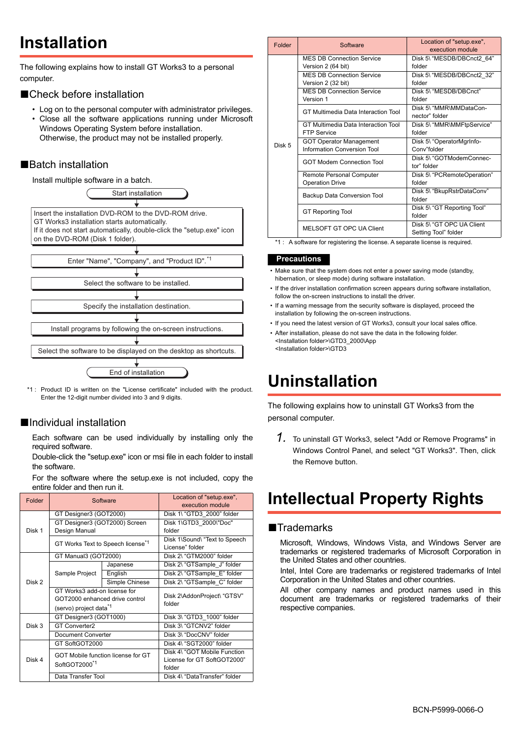# Installation

The following explains how to install GT Works3 to a personal computer.

## ■Check before installation

- Log on to the personal computer with administrator privileges.
- Close all the software applications running under Microsoft Windows Operating System before installation.
  Otherwise, the product may not be installed properly.

## ■Batch installation

Install multiple software in a batch.

Start installation

↓

Insert the installation DVD-ROM to the DVD-ROM drive.
GT Works3 installation starts automatically.
If it does not start automatically, double-click the "setup.exe" icon on the DVD-ROM (Disk 1 folder).

↓

Enter "Name", "Company", and "Product ID".*1

↓

Select the software to be installed.

↓

Specify the installation destination.

↓

Install programs by following the on-screen instructions.

↓

Select the software to be displayed on the desktop as shortcuts.

↓

End of installation

*1 : Product ID is written on the "License certificate" included with the product. Enter the 12-digit number divided into 3 and 9 digits.

## ■Individual installation

Each software can be used individually by installing only the required software.
Double-click the "setup.exe" icon or msi file in each folder to install the software.

For the software where the setup.exe is not included, copy the entire folder and then run it.

| Folder | Software | | Location of "setup.exe", execution module |
|---|---|---|---|
| Disk 1 | GT Designer3 (GOT2000) | | Disk 1\ "GTD3_2000" folder |
| | GT Designer3 (GOT2000) Screen Design Manual | | Disk 1\GTD3_2000\"Doc" folder |
| | GT Works Text to Speech license*1 | | Disk 1\Sound\ "Text to Speech License" folder |
| Disk 2 | GT Manual3 (GOT2000) | | Disk 2\ "GTM2000" folder |
| | Sample Project | Japanese | Disk 2\ "GTSample_J" folder |
| | | English | Disk 2\ "GTSample_E" folder |
| | | Simple Chinese | Disk 2\ "GTSample_C" folder |
| | GT Works3 add-on license for GOT2000 enhanced drive control (servo) project data*1 | | Disk 2\AddonProject\ "GTSV" folder |
| Disk 3 | GT Designer3 (GOT1000) | | Disk 3\ "GTD3_1000" folder |
| | GT Converter2 | | Disk 3\ "GTCNV2" folder |
| | Document Converter | | Disk 3\ "DocCNV" folder |
| Disk 4 | GT SoftGOT2000 | | Disk 4\ "SGT2000" folder |
| | GOT Mobile function license for GT SoftGOT2000*1 | | Disk 4\ "GOT Mobile Function License for GT SoftGOT2000" folder |
| | Data Transfer Tool | | Disk 4\ "DataTransfer" folder |
| Disk 5 | MES DB Connection Service Version 2 (64 bit) | | Disk 5\ "MESDB/DBCnct2_64" folder |
| | MES DB Connection Service Version 2 (32 bit) | | Disk 5\ "MESDB/DBCnct2_32" folder |
| | MES DB Connection Service Version 1 | | Disk 5\ "MESDB/DBCnct" folder |
| | GT Multimedia Data Interaction Tool | | Disk 5\ "MMR\MMDataConnector" folder |
| | GT Multimedia Data Interaction Tool FTP Service | | Disk 5\ "MMR\MMFtpService" folder |
| | GOT Operator Management Information Conversion Tool | | Disk 5\ "OperatorMgrInfoConv"folder |
| | GOT Modem Connection Tool | | Disk 5\ "GOTModemConnector" folder |
| | Remote Personal Computer Operation Drive | | Disk 5\ "PCRemoteOperation" folder |
| | Backup Data Conversion Tool | | Disk 5\ "BkupRstrDataConv" folder |
| | GT Reporting Tool | | Disk 5\ "GT Reporting Tool" folder |
| | MELSOFT GT OPC UA Client | | Disk 5\ "GT OPC UA Client Setting Tool" folder |

*1 : A software for registering the license. A separate license is required.

**Precautions**

- Make sure that the system does not enter a power saving mode (standby, hibernation, or sleep mode) during software installation.
- If the driver installation confirmation screen appears during software installation, follow the on-screen instructions to install the driver.
- If a warning message from the security software is displayed, proceed the installation by following the on-screen instructions.
- If you need the latest version of GT Works3, consult your local sales office.
- After installation, please do not save the data in the following folder.
  <Installation folder>\GTD3_2000\App
  <Installation folder>\GTD3

# Uninstallation

The following explains how to uninstall GT Works3 from the personal computer.

1. To uninstall GT Works3, select "Add or Remove Programs" in Windows Control Panel, and select "GT Works3". Then, click the Remove button.

# Intellectual Property Rights

## ■Trademarks

Microsoft, Windows, Windows Vista, and Windows Server are trademarks or registered trademarks of Microsoft Corporation in the United States and other countries.

Intel, Intel Core are trademarks or registered trademarks of Intel Corporation in the United States and other countries.

All other company names and product names used in this document are trademarks or registered trademarks of their respective companies.

BCN-P5999-0066-O